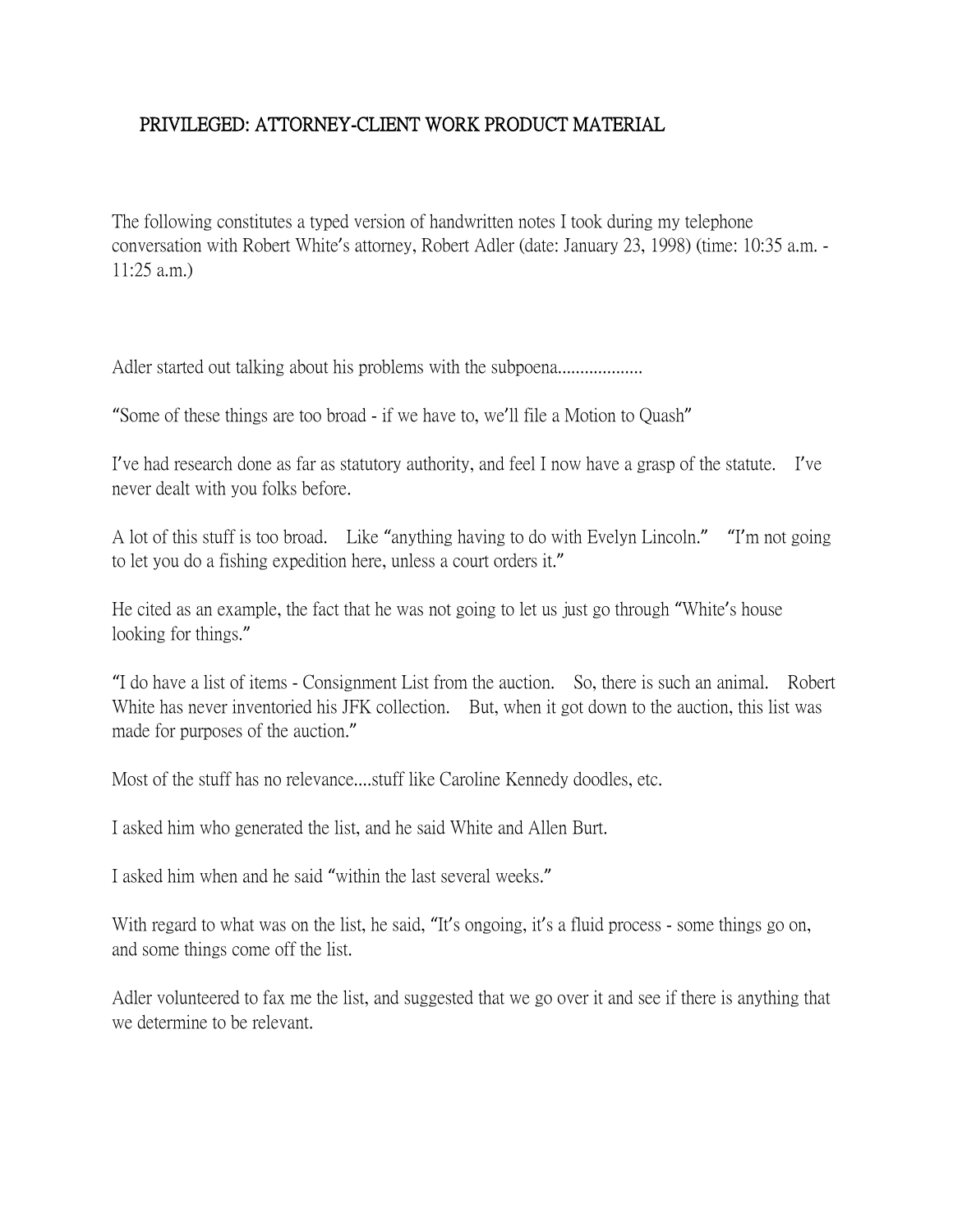# PRIVILEGED: ATTORNEY-CLIENT WORK PRODUCT MATERIAL

The following constitutes a typed version of handwritten notes I took during my telephone conversation with Robert White's attorney, Robert Adler (date: January 23, 1998) (time: 10:35 a.m. - 11:25 a.m.)

Adler started out talking about his problems with the subpoena..................

"Some of these things are too broad - if we have to, we'll file a Motion to Quash"

I've had research done as far as statutory authority, and feel I now have a grasp of the statute. I've never dealt with you folks before.

A lot of this stuff is too broad. Like "anything having to do with Evelyn Lincoln." "I'm not going to let you do a fishing expedition here, unless a court orders it."

He cited as an example, the fact that he was not going to let us just go through "White's house looking for things."

"I do have a list of items - Consignment List from the auction. So, there is such an animal. Robert White has never inventoried his JFK collection. But, when it got down to the auction, this list was made for purposes of the auction."

Most of the stuff has no relevance....stuff like Caroline Kennedy doodles, etc.

I asked him who generated the list, and he said White and Allen Burt.

I asked him when and he said "within the last several weeks."

With regard to what was on the list, he said, "It's ongoing, it's a fluid process - some things go on, and some things come off the list.

Adler volunteered to fax me the list, and suggested that we go over it and see if there is anything that we determine to be relevant.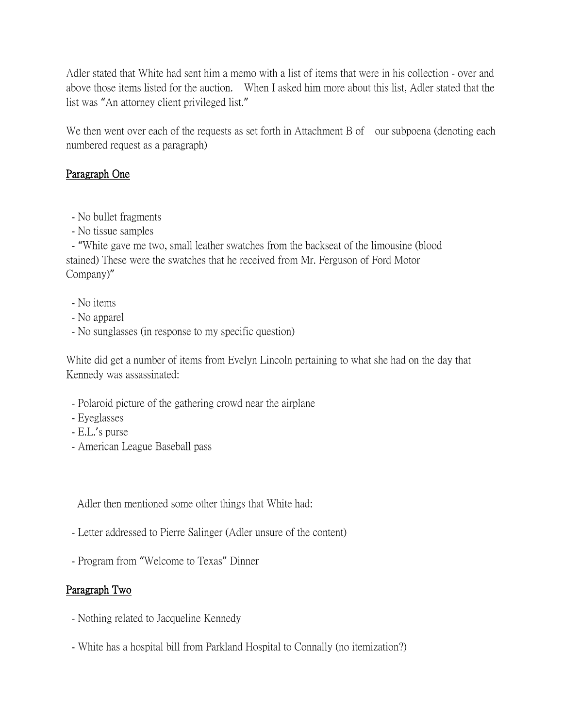Adler stated that White had sent him a memo with a list of items that were in his collection - over and above those items listed for the auction. When I asked him more about this list, Adler stated that the list was "An attorney client privileged list."

We then went over each of the requests as set forth in Attachment B of our subpoena (denoting each numbered request as a paragraph)

<u>Paragraph One</u>

- No bullet fragments
- No tissue samples
- "White gave me two, small leather swatches from the backseat of the limousine (blood stained) These were the swatches that he received from Mr. Ferguson of Ford Motor Company)"

- No items
- No apparel
- No sunglasses (in response to my specific question)

White did get a number of items from Evelyn Lincoln pertaining to what she had on the day that Kennedy was assassinated:

- Polaroid picture of the gathering crowd near the airplane
- Eyeglasses
- E.L.'s purse
- American League Baseball pass

Adler then mentioned some other things that White had:

- Letter addressed to Pierre Salinger (Adler unsure of the content)

- Program from "Welcome to Texas" Dinner

<u>Paragraph Two</u>

- Nothing related to Jacqueline Kennedy

- White has a hospital bill from Parkland Hospital to Connally (no itemization?)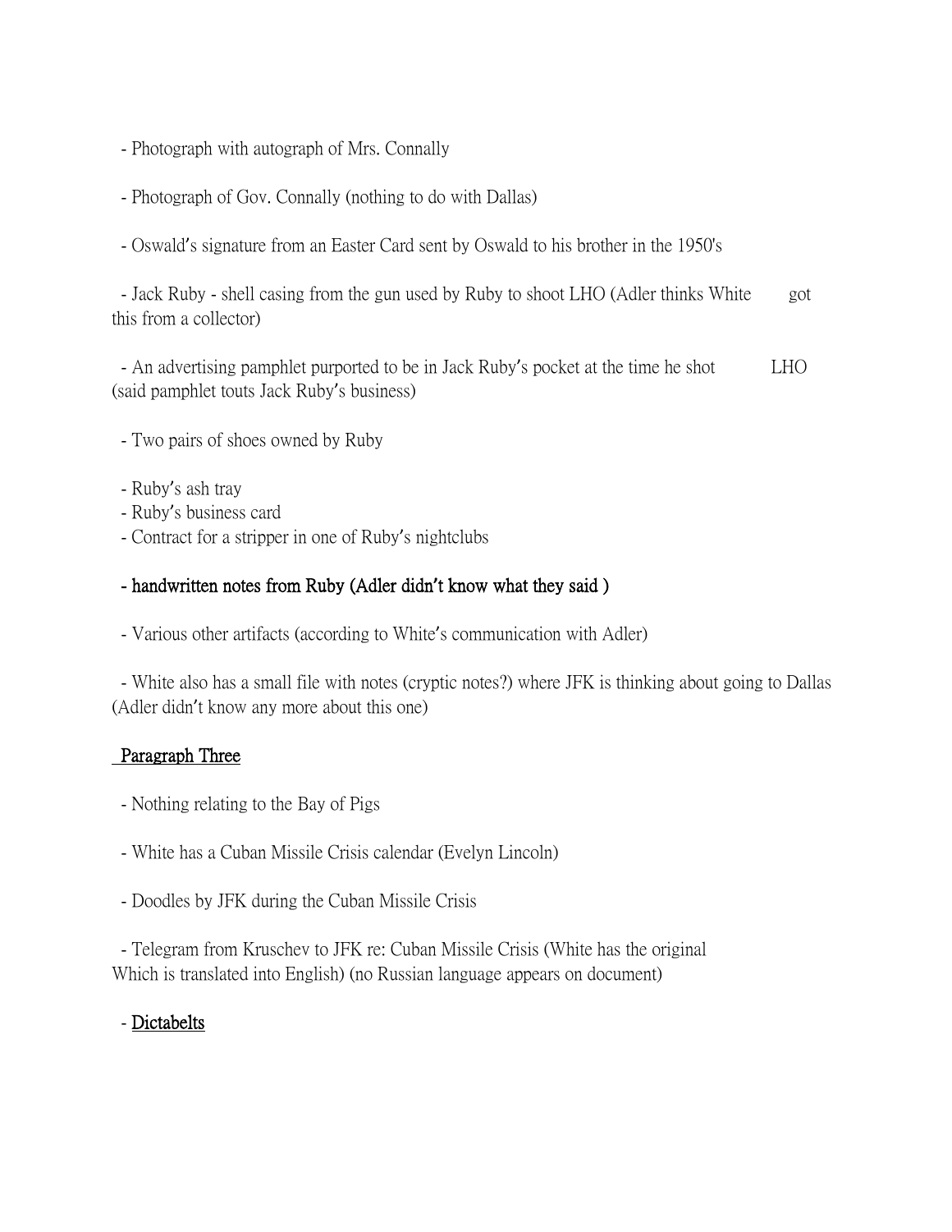- Photograph with autograph of Mrs. Connally

- Photograph of Gov. Connally (nothing to do with Dallas)

- Oswald's signature from an Easter Card sent by Oswald to his brother in the 1950's

- Jack Ruby - shell casing from the gun used by Ruby to shoot LHO (Adler thinks White got this from a collector)

- An advertising pamphlet purported to be in Jack Ruby's pocket at the time he shot LHO (said pamphlet touts Jack Ruby's business)

- Two pairs of shoes owned by Ruby

- Ruby's ash tray
- Ruby's business card
- Contract for a stripper in one of Ruby's nightclubs

- **handwritten notes from Ruby (Adler didn't know what they said )**

- Various other artifacts (according to White's communication with Adler)

- White also has a small file with notes (cryptic notes?) where JFK is thinking about going to Dallas (Adler didn't know any more about this one)

<u>Paragraph Three</u>

- Nothing relating to the Bay of Pigs

- White has a Cuban Missile Crisis calendar (Evelyn Lincoln)

- Doodles by JFK during the Cuban Missile Crisis

- Telegram from Kruschev to JFK re: Cuban Missile Crisis (White has the original Which is translated into English) (no Russian language appears on document)

- <u>Dictabelts</u>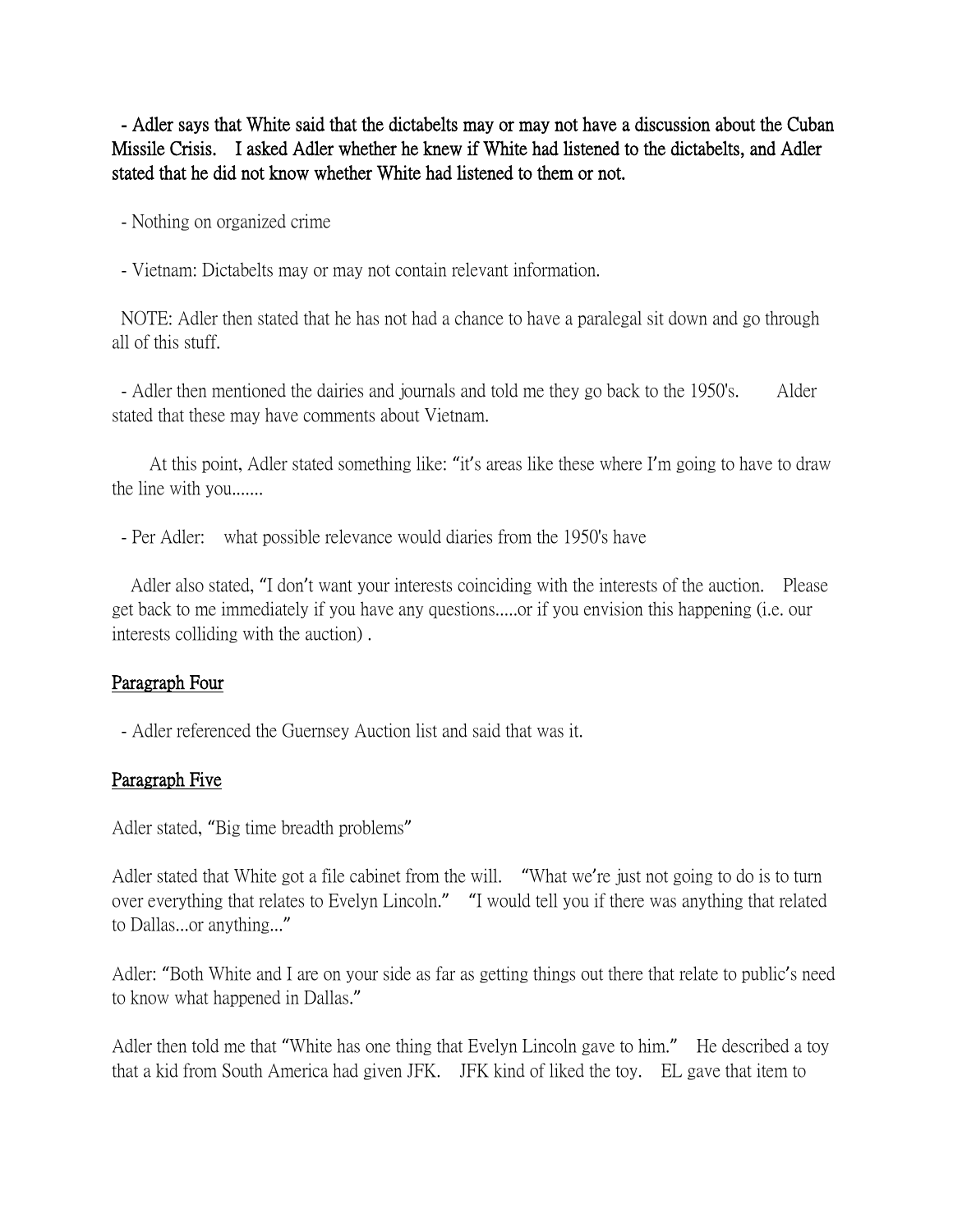- **Adler says that White said that the dictabelts may or may not have a discussion about the Cuban Missile Crisis. I asked Adler whether he knew if White had listened to the dictabelts, and Adler stated that he did not know whether White had listened to them or not.**

- Nothing on organized crime

- Vietnam: Dictabelts may or may not contain relevant information.

NOTE: Adler then stated that he has not had a chance to have a paralegal sit down and go through all of this stuff.

- Adler then mentioned the dairies and journals and told me they go back to the 1950's. Alder stated that these may have comments about Vietnam.

At this point, Adler stated something like: "it's areas like these where I'm going to have to draw the line with you.......

- Per Adler: what possible relevance would diaries from the 1950's have

Adler also stated, "I don't want your interests coinciding with the interests of the auction. Please get back to me immediately if you have any questions.....or if you envision this happening (i.e. our interests colliding with the auction) .

<u>Paragraph Four</u>

- Adler referenced the Guernsey Auction list and said that was it.

<u>Paragraph Five</u>

Adler stated, "Big time breadth problems"

Adler stated that White got a file cabinet from the will. "What we're just not going to do is to turn over everything that relates to Evelyn Lincoln." "I would tell you if there was anything that related to Dallas...or anything..."

Adler: "Both White and I are on your side as far as getting things out there that relate to public's need to know what happened in Dallas."

Adler then told me that "White has one thing that Evelyn Lincoln gave to him." He described a toy that a kid from South America had given JFK. JFK kind of liked the toy. EL gave that item to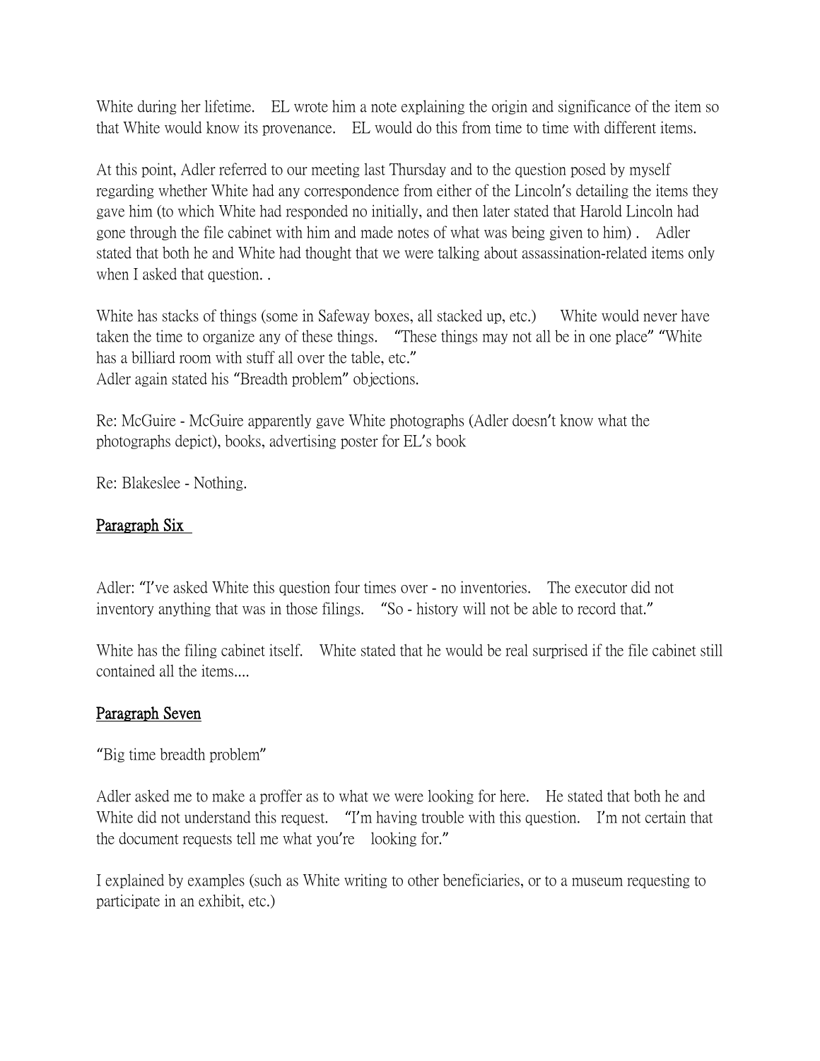White during her lifetime. EL wrote him a note explaining the origin and significance of the item so that White would know its provenance. EL would do this from time to time with different items.

At this point, Adler referred to our meeting last Thursday and to the question posed by myself regarding whether White had any correspondence from either of the Lincoln's detailing the items they gave him (to which White had responded no initially, and then later stated that Harold Lincoln had gone through the file cabinet with him and made notes of what was being given to him) . Adler stated that both he and White had thought that we were talking about assassination-related items only when I asked that question. .

White has stacks of things (some in Safeway boxes, all stacked up, etc.) White would never have taken the time to organize any of these things. "These things may not all be in one place" "White has a billiard room with stuff all over the table, etc."
Adler again stated his "Breadth problem" objections.

Re: McGuire - McGuire apparently gave White photographs (Adler doesn't know what the photographs depict), books, advertising poster for EL's book

Re: Blakeslee - Nothing.

## Paragraph Six

Adler: "I've asked White this question four times over - no inventories. The executor did not inventory anything that was in those filings. "So - history will not be able to record that."

White has the filing cabinet itself. White stated that he would be real surprised if the file cabinet still contained all the items....

## Paragraph Seven

"Big time breadth problem"

Adler asked me to make a proffer as to what we were looking for here. He stated that both he and White did not understand this request. "I'm having trouble with this question. I'm not certain that the document requests tell me what you're looking for."

I explained by examples (such as White writing to other beneficiaries, or to a museum requesting to participate in an exhibit, etc.)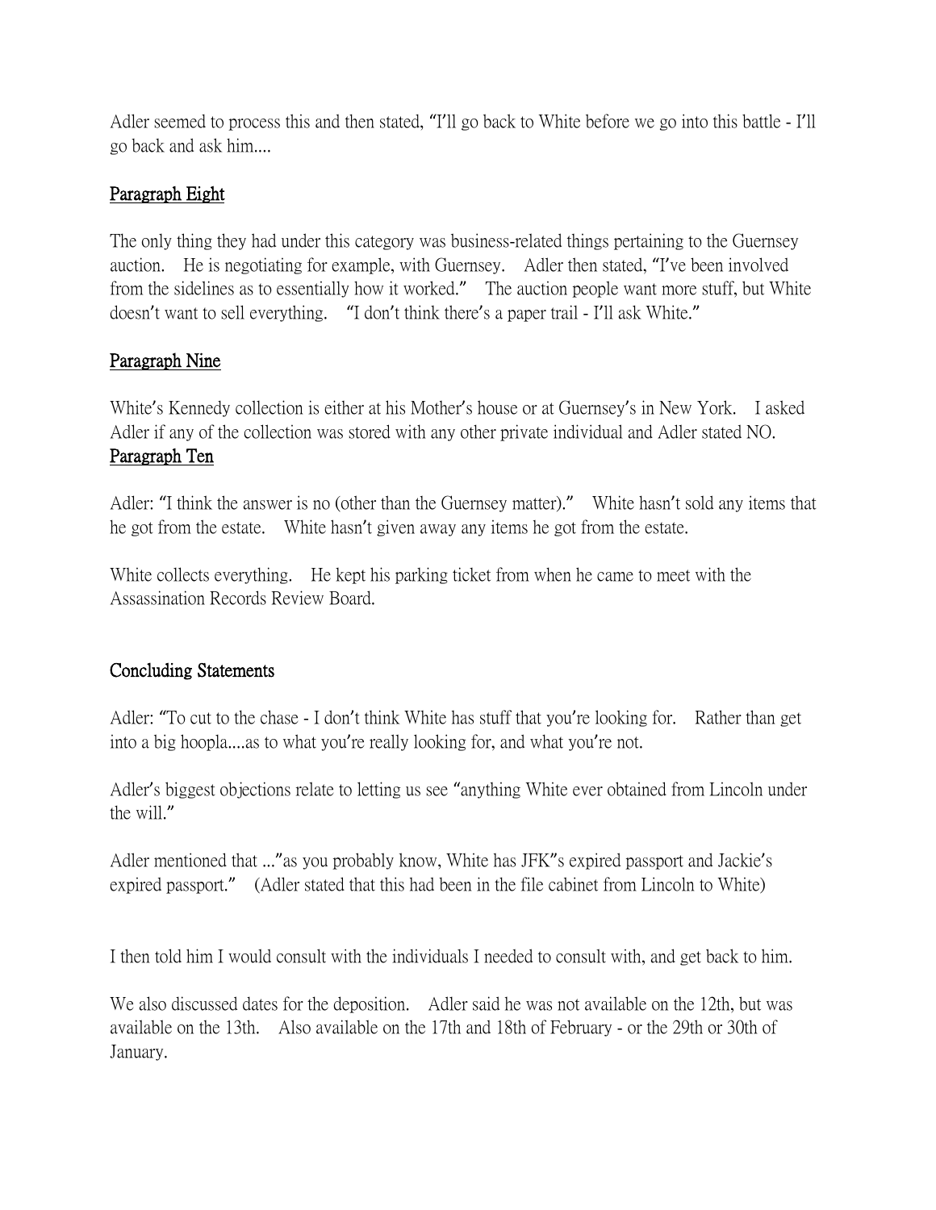Adler seemed to process this and then stated, "I'll go back to White before we go into this battle - I'll go back and ask him....

## Paragraph Eight

The only thing they had under this category was business-related things pertaining to the Guernsey auction. He is negotiating for example, with Guernsey. Adler then stated, "I've been involved from the sidelines as to essentially how it worked." The auction people want more stuff, but White doesn't want to sell everything. "I don't think there's a paper trail - I'll ask White."

## Paragraph Nine

White's Kennedy collection is either at his Mother's house or at Guernsey's in New York. I asked Adler if any of the collection was stored with any other private individual and Adler stated NO.

## Paragraph Ten

Adler: "I think the answer is no (other than the Guernsey matter)." White hasn't sold any items that he got from the estate. White hasn't given away any items he got from the estate.

White collects everything. He kept his parking ticket from when he came to meet with the Assassination Records Review Board.

## Concluding Statements

Adler: "To cut to the chase - I don't think White has stuff that you're looking for. Rather than get into a big hoopla....as to what you're really looking for, and what you're not.

Adler's biggest objections relate to letting us see "anything White ever obtained from Lincoln under the will."

Adler mentioned that ..."as you probably know, White has JFK"s expired passport and Jackie's expired passport." (Adler stated that this had been in the file cabinet from Lincoln to White)

I then told him I would consult with the individuals I needed to consult with, and get back to him.

We also discussed dates for the deposition. Adler said he was not available on the 12th, but was available on the 13th. Also available on the 17th and 18th of February - or the 29th or 30th of January.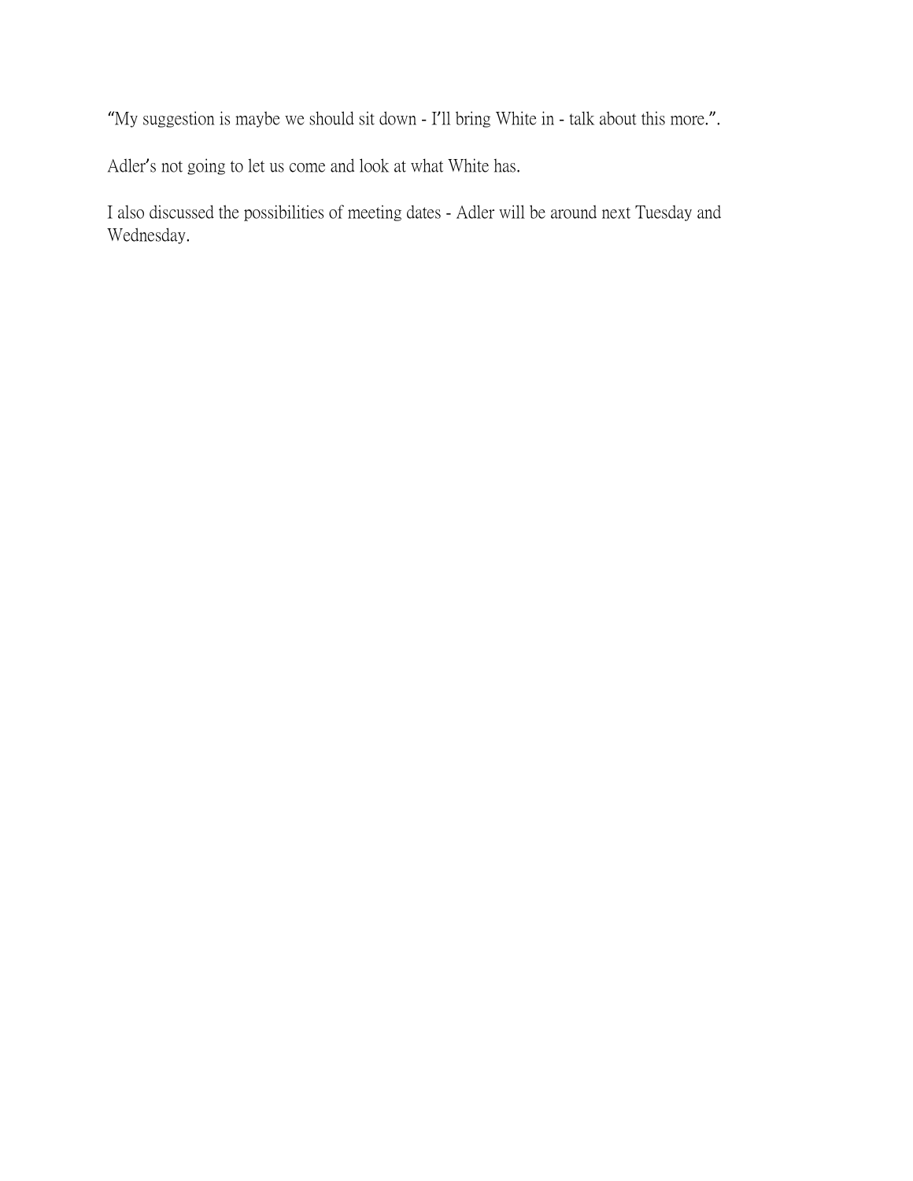"My suggestion is maybe we should sit down - I'll bring White in - talk about this more.".

Adler's not going to let us come and look at what White has.

I also discussed the possibilities of meeting dates - Adler will be around next Tuesday and Wednesday.